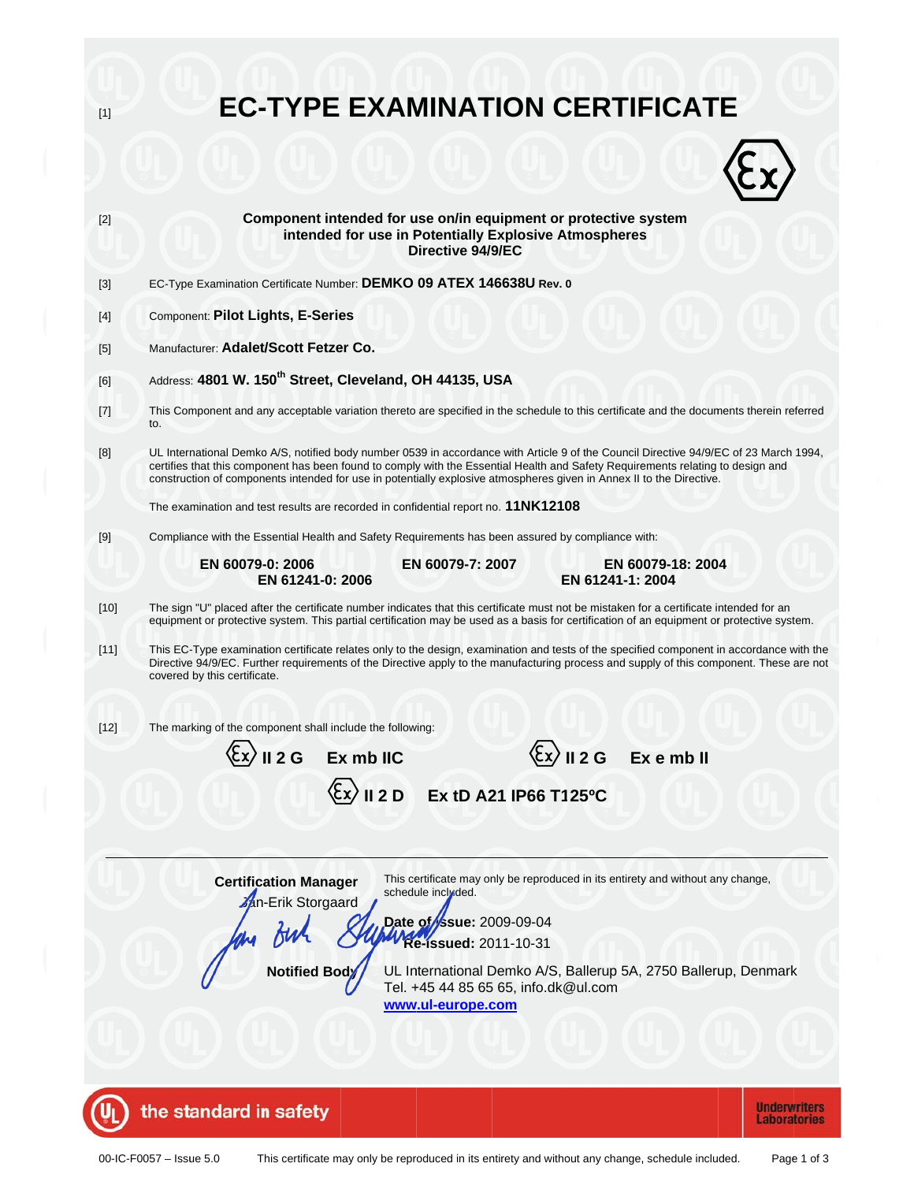[1]

# EC-TYPE EXAMINATION CERTIFICATE

[2]

**Component intended for use on/in equipment or protective system intended for use in Potentially Explosive Atmospheres Directive 94/9/EC**

[3] EC-Type Examination Certificate Number: **DEMKO 09 ATEX 146638U Rev. 0**

[4] Component: **Pilot Lights, E-Series**

[5] Manufacturer: **Adalet/Scott Fetzer Co.**

[6] Address: **4801 W. 150th Street, Cleveland, OH 44135, USA**

[7] This Component and any acceptable variation thereto are specified in the schedule to this certificate and the documents therein referred to.

[8] UL International Demko A/S, notified body number 0539 in accordance with Article 9 of the Council Directive 94/9/EC of 23 March 1994, certifies that this component has been found to comply with the Essential Health and Safety Requirements relating to design and construction of components intended for use in potentially explosive atmospheres given in Annex II to the Directive.

The examination and test results are recorded in confidential report no. **11NK12108**

[9] Compliance with the Essential Health and Safety Requirements has been assured by compliance with:

**EN 60079-0: 2006** **EN 60079-7: 2007** **EN 60079-18: 2004**
**EN 61241-0: 2006** **EN 61241-1: 2004**

[10] The sign "U" placed after the certificate number indicates that this certificate must not be mistaken for a certificate intended for an equipment or protective system. This partial certification may be used as a basis for certification of an equipment or protective system.

[11] This EC-Type examination certificate relates only to the design, examination and tests of the specified component in accordance with the Directive 94/9/EC. Further requirements of the Directive apply to the manufacturing process and supply of this component. These are not covered by this certificate.

[12] The marking of the component shall include the following:

**Ex II 2 G Ex mb IIC** **Ex II 2 G Ex e mb II**

**Ex II 2 D Ex tD A21 IP66 T125ºC**

---

**Certification Manager**
Jan-Erik Storgaard

**Notified Body**

This certificate may only be reproduced in its entirety and without any change, schedule included.

**Date of Issue:** 2009-09-04
**Re-issued:** 2011-10-31

UL International Demko A/S, Ballerup 5A, 2750 Ballerup, Denmark
Tel. +45 44 85 65 65, info.dk@ul.com
www.ul-europe.com

the standard in safety — Underwriters Laboratories

00-IC-F0057 – Issue 5.0 This certificate may only be reproduced in its entirety and without any change, schedule included.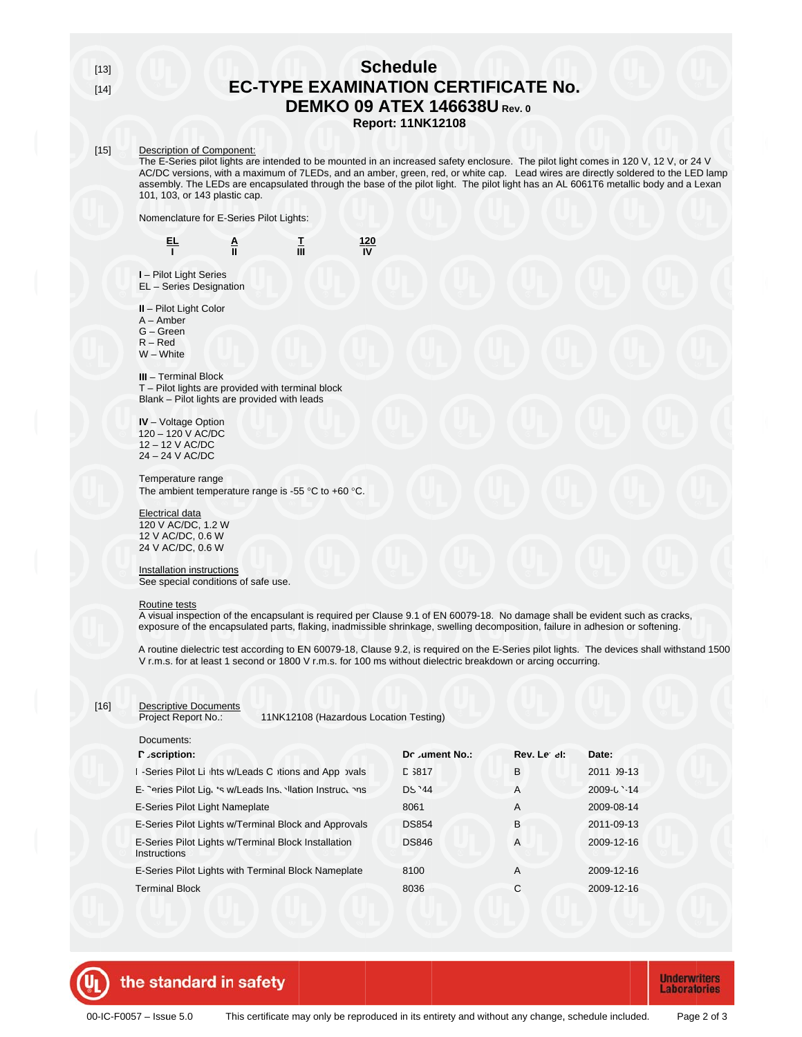[13] **Schedule**

[14] **EC-TYPE EXAMINATION CERTIFICATE No. DEMKO 09 ATEX 146638U Rev. 0**

**Report: 11NK12108**

[15] Description of Component:

The E-Series pilot lights are intended to be mounted in an increased safety enclosure. The pilot light comes in 120 V, 12 V, or 24 V AC/DC versions, with a maximum of 7LEDs, and an amber, green, red, or white cap. Lead wires are directly soldered to the LED lamp assembly. The LEDs are encapsulated through the base of the pilot light. The pilot light has an AL 6061T6 metallic body and a Lexan 101, 103, or 143 plastic cap.

Nomenclature for E-Series Pilot Lights:

| EL | A | T | 120 |
|---|---|---|---|
| I | II | III | IV |

**I** – Pilot Light Series
EL – Series Designation

**II** – Pilot Light Color
A – Amber
G – Green
R – Red
W – White

**III** – Terminal Block
T – Pilot lights are provided with terminal block
Blank – Pilot lights are provided with leads

**IV** – Voltage Option
120 – 120 V AC/DC
12 – 12 V AC/DC
24 – 24 V AC/DC

Temperature range
The ambient temperature range is -55 °C to +60 °C.

Electrical data
120 V AC/DC, 1.2 W
12 V AC/DC, 0.6 W
24 V AC/DC, 0.6 W

Installation instructions
See special conditions of safe use.

Routine tests
A visual inspection of the encapsulant is required per Clause 9.1 of EN 60079-18. No damage shall be evident such as cracks, exposure of the encapsulated parts, flaking, inadmissible shrinkage, swelling decomposition, failure in adhesion or softening.

A routine dielectric test according to EN 60079-18, Clause 9.2, is required on the E-Series pilot lights. The devices shall withstand 1500 V r.m.s. for at least 1 second or 1800 V r.m.s. for 100 ms without dielectric breakdown or arcing occurring.

[16] Descriptive Documents
Project Report No.: 11NK12108 (Hazardous Location Testing)

Documents:

| Description: | Document No.: | Rev. Level: | Date: |
|---|---|---|---|
| E-Series Pilot Lights w/Leads Conditions and Approvals | DS817 | B | 2011-09-13 |
| E-Series Pilot Lights w/Leads Installation Instructions | DS?44 | A | 2009-0?-14 |
| E-Series Pilot Light Nameplate | 8061 | A | 2009-08-14 |
| E-Series Pilot Lights w/Terminal Block and Approvals | DS854 | B | 2011-09-13 |
| E-Series Pilot Lights w/Terminal Block Installation Instructions | DS846 | A | 2009-12-16 |
| E-Series Pilot Lights with Terminal Block Nameplate | 8100 | A | 2009-12-16 |
| Terminal Block | 8036 | C | 2009-12-16 |

00-IC-F0057 – Issue 5.0 This certificate may only be reproduced in its entirety and without any change, schedule included.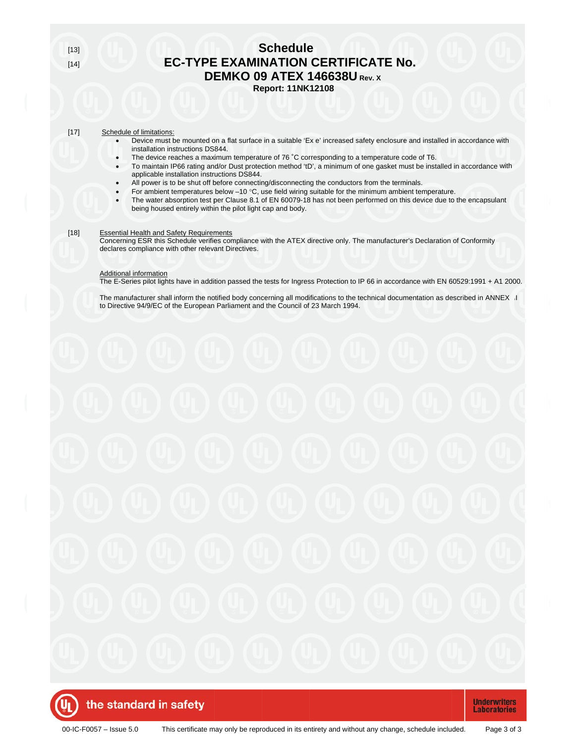[13]
[14]

# Schedule

# EC-TYPE EXAMINATION CERTIFICATE No.

## DEMKO 09 ATEX 146638U Rev. X

**Report: 11NK12108**

[17] Schedule of limitations:

- Device must be mounted on a flat surface in a suitable 'Ex e' increased safety enclosure and installed in accordance with installation instructions DS844.
- The device reaches a maximum temperature of 76 °C corresponding to a temperature code of T6.
- To maintain IP66 rating and/or Dust protection method 'tD', a minimum of one gasket must be installed in accordance with applicable installation instructions DS844.
- All power is to be shut off before connecting/disconnecting the conductors from the terminals.
- For ambient temperatures below –10 °C, use field wiring suitable for the minimum ambient temperature.
- The water absorption test per Clause 8.1 of EN 60079-18 has not been performed on this device due to the encapsulant being housed entirely within the pilot light cap and body.

[18] Essential Health and Safety Requirements

Concerning ESR this Schedule verifies compliance with the ATEX directive only. The manufacturer's Declaration of Conformity declares compliance with other relevant Directives.

Additional information

The E-Series pilot lights have in addition passed the tests for Ingress Protection to IP 66 in accordance with EN 60529:1991 + A1 2000.

The manufacturer shall inform the notified body concerning all modifications to the technical documentation as described in ANNEX I to Directive 94/9/EC of the European Parliament and the Council of 23 March 1994.

the standard in safety

Underwriters Laboratories

00-IC-F0057 – Issue 5.0 This certificate may only be reproduced in its entirety and without any change, schedule included.